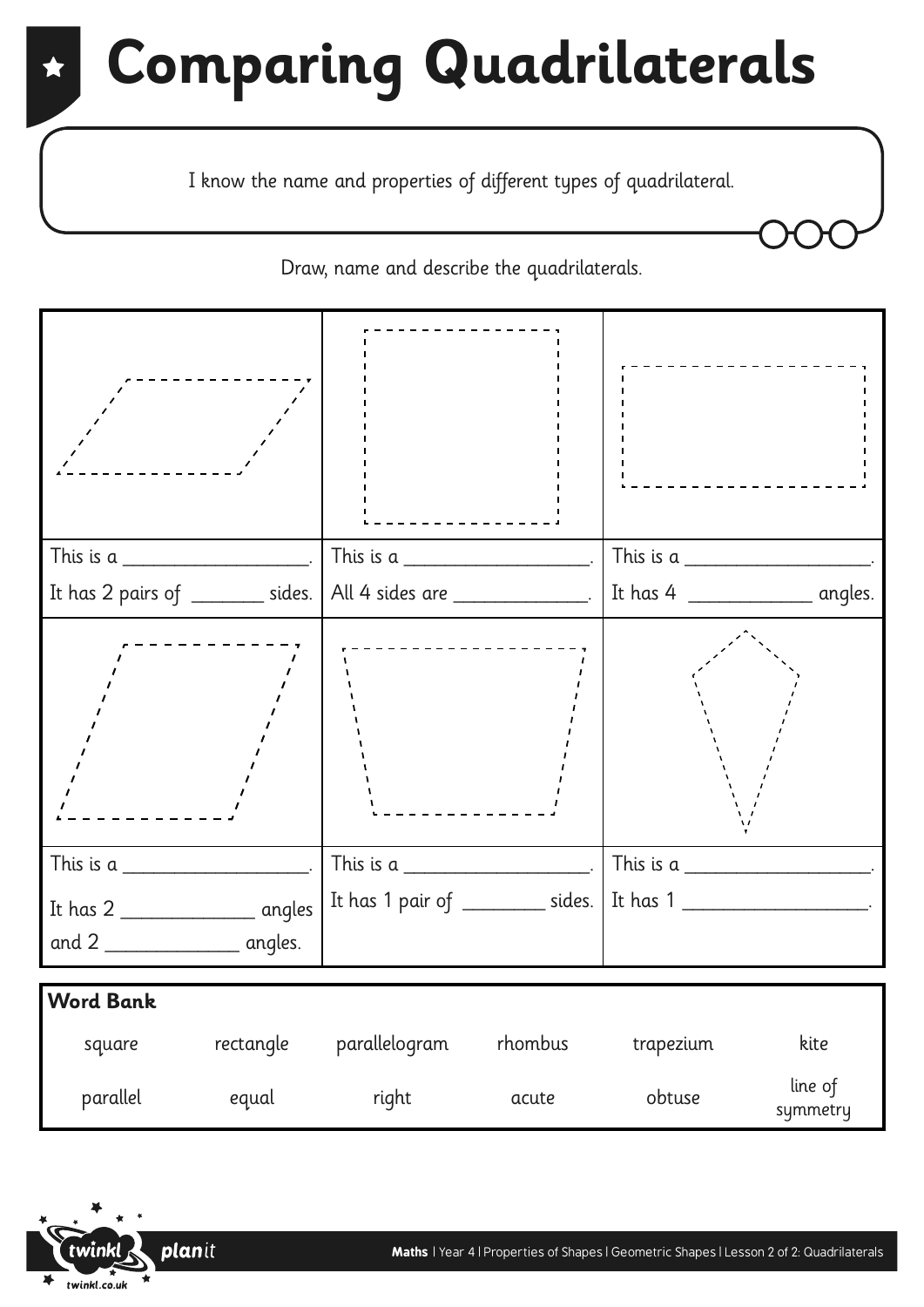# Comparing Quadrilaterals

I know the name and properties of different types of quadrilateral.

Draw, name and describe the quadrilaterals.

| | | |
|---|---|---|
| This is a ________________. It has 2 pairs of _______ sides. | This is a ________________. All 4 sides are _____________. | This is a ________________. It has 4 ___________ angles. |
| This is a ________________. It has 2 ____________ angles and 2 ____________ angles. | This is a ________________. It has 1 pair of ________ sides. | This is a ________________. It has 1 ________________. |

**Word Bank**

| | | | | | |
|---|---|---|---|---|---|
| square | rectangle | parallelogram | rhombus | trapezium | kite |
| parallel | equal | right | acute | obtuse | line of symmetry |

Maths | Year 4 | Properties of Shapes | Geometric Shapes | Lesson 2 of 2: Quadrilaterals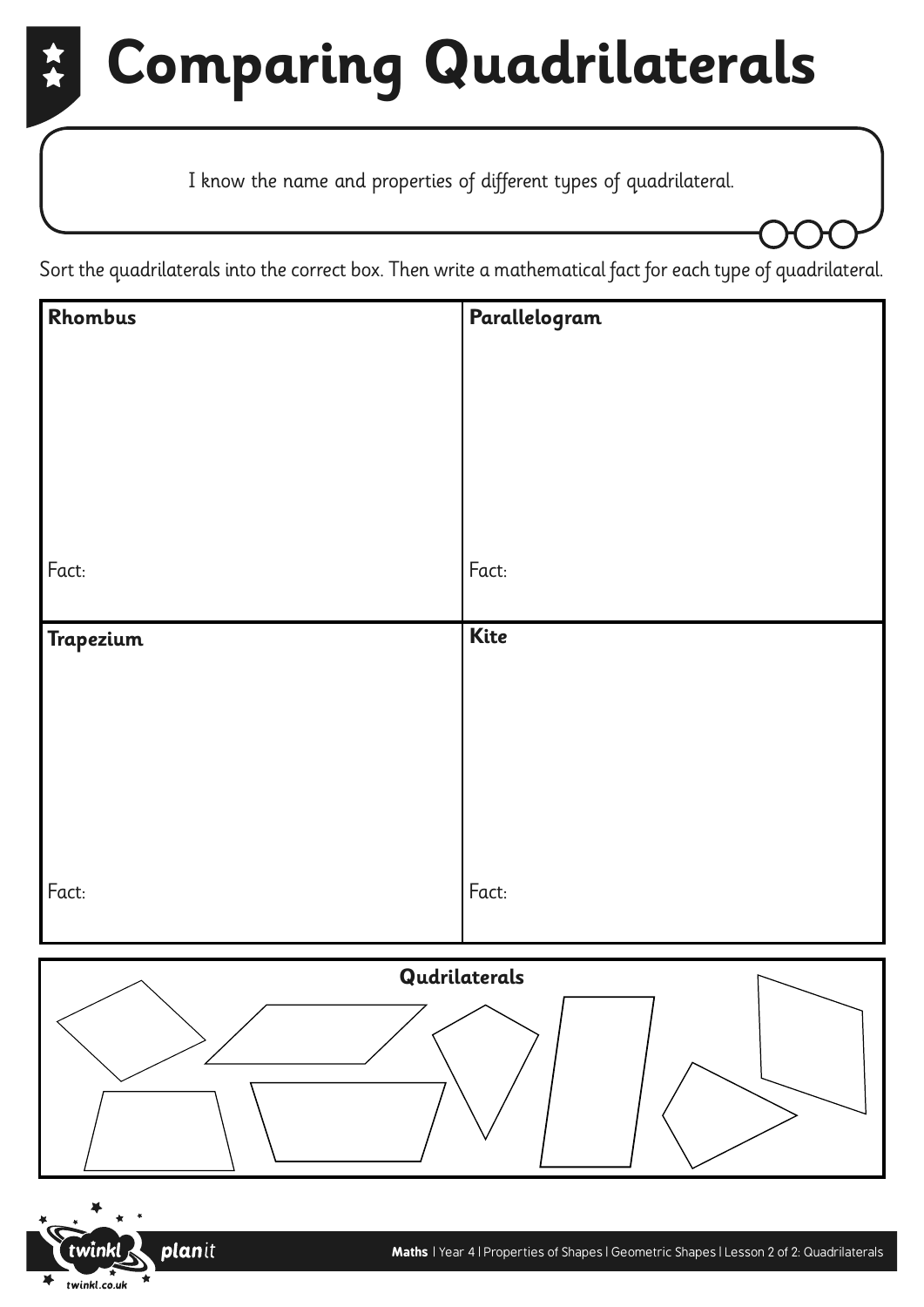# Comparing Quadrilaterals

I know the name and properties of different types of quadrilateral.

Sort the quadrilaterals into the correct box. Then write a mathematical fact for each type of quadrilateral.

| **Rhombus** | **Parallelogram** |
|---|---|
| Fact: | Fact: |
| **Trapezium** | **Kite** |
| Fact: | Fact: |

**Qudrilaterals**

**Maths** | Year 4 | Properties of Shapes | Geometric Shapes | Lesson 2 of 2: Quadrilaterals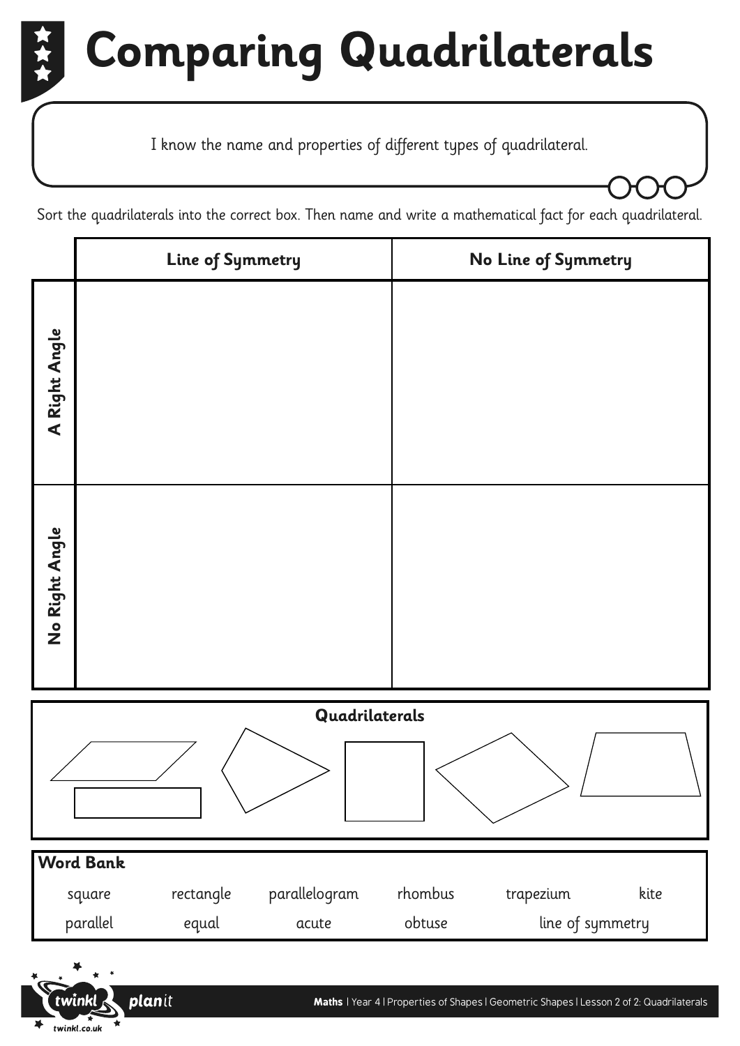# Comparing Quadrilaterals

I know the name and properties of different types of quadrilateral.

Sort the quadrilaterals into the correct box. Then name and write a mathematical fact for each quadrilateral.

| | Line of Symmetry | No Line of Symmetry |
|---|---|---|
| **A Right Angle** | | |
| **No Right Angle** | | |

**Quadrilaterals**

**Word Bank**

| | | | | | |
|---|---|---|---|---|---|
| square | rectangle | parallelogram | rhombus | trapezium | kite |
| parallel | equal | acute | obtuse | line of symmetry | |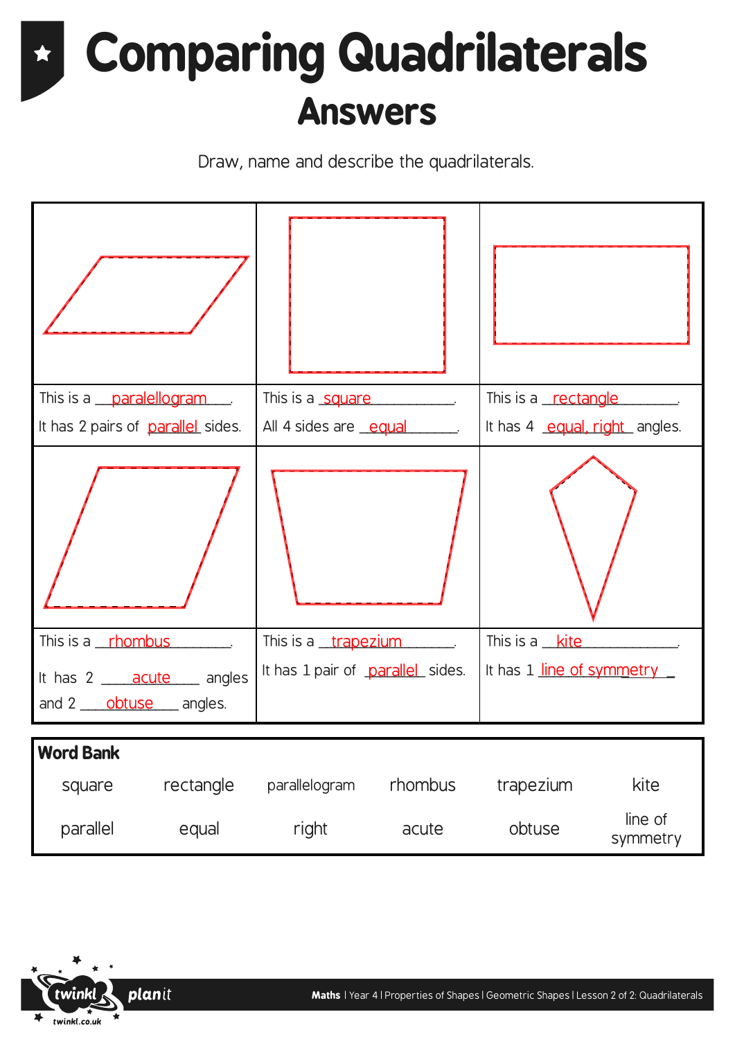# Comparing Quadrilaterals

## Answers

Draw, name and describe the quadrilaterals.

| | | |
|---|---|---|
| This is a paralellogram. It has 2 pairs of parallel sides. | This is a square. All 4 sides are equal. | This is a rectangle. It has 4 equal, right angles. |
| This is a rhombus. It has 2 acute angles and 2 obtuse angles. | This is a trapezium. It has 1 pair of parallel sides. | This is a kite. It has 1 line of symmetry |

**Word Bank**

| | | | | | |
|---|---|---|---|---|---|
| square | rectangle | parallelogram | rhombus | trapezium | kite |
| parallel | equal | right | acute | obtuse | line of symmetry |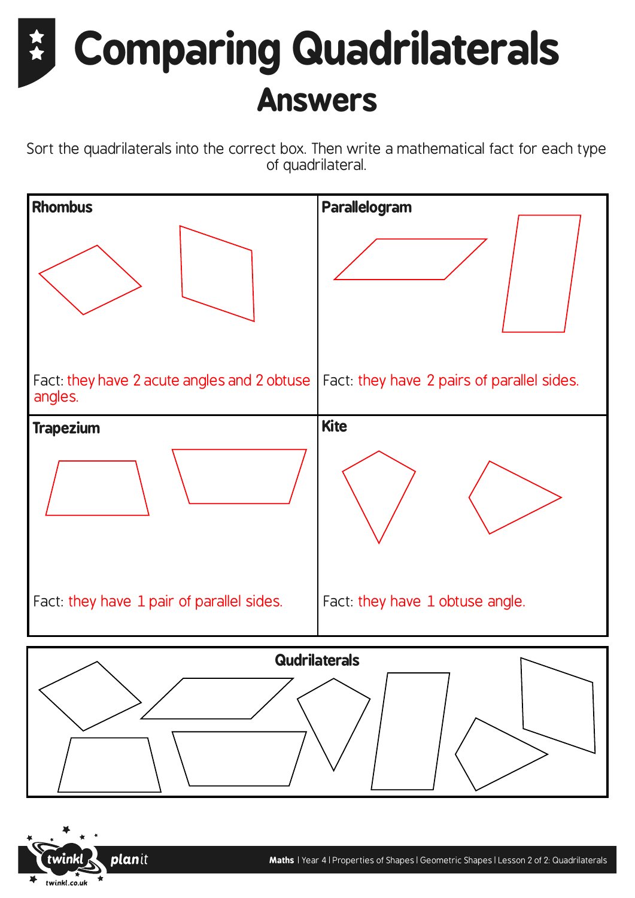# Comparing Quadrilaterals

## Answers

Sort the quadrilaterals into the correct box. Then write a mathematical fact for each type of quadrilateral.

| | |
|---|---|
| **Rhombus**<br><br>Fact: they have 2 acute angles and 2 obtuse angles. | **Parallelogram**<br><br>Fact: they have 2 pairs of parallel sides. |
| **Trapezium**<br><br>Fact: they have 1 pair of parallel sides. | **Kite**<br><br>Fact: they have 1 obtuse angle. |

**Qudrilaterals**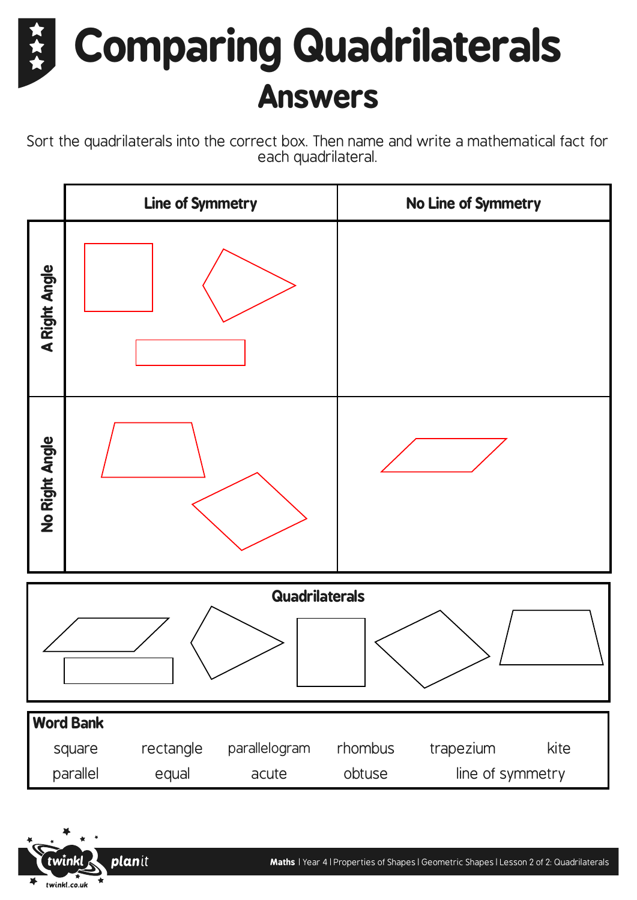# Comparing Quadrilaterals

## Answers

Sort the quadrilaterals into the correct box. Then name and write a mathematical fact for each quadrilateral.

| | Line of Symmetry | No Line of Symmetry |
|---|---|---|
| **A Right Angle** | | |
| **No Right Angle** | | |

**Quadrilaterals**

**Word Bank**

square rectangle parallelogram rhombus trapezium kite

parallel equal acute obtuse line of symmetry